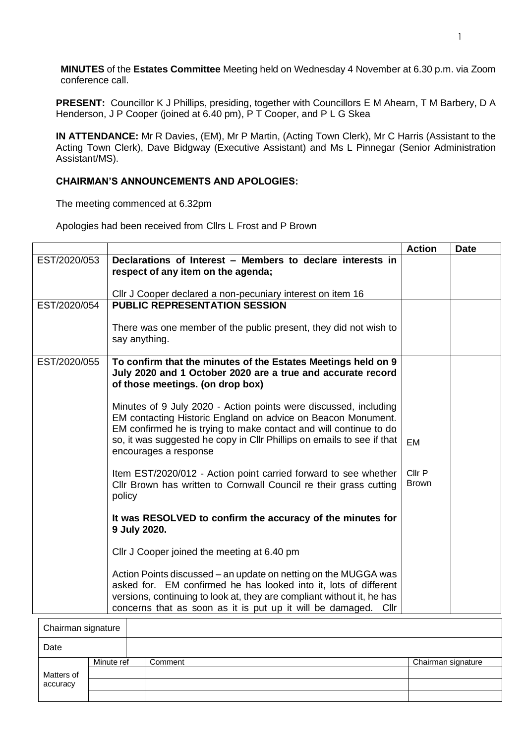**MINUTES** of the **Estates Committee** Meeting held on Wednesday 4 November at 6.30 p.m. via Zoom conference call.

**PRESENT:** Councillor K J Phillips, presiding, together with Councillors E M Ahearn, T M Barbery, D A Henderson, J P Cooper (joined at 6.40 pm), P T Cooper, and P L G Skea

**IN ATTENDANCE:** Mr R Davies, (EM), Mr P Martin, (Acting Town Clerk), Mr C Harris (Assistant to the Acting Town Clerk), Dave Bidgway (Executive Assistant) and Ms L Pinnegar (Senior Administration Assistant/MS).

**CHAIRMAN'S ANNOUNCEMENTS AND APOLOGIES:**

The meeting commenced at 6.32pm

Apologies had been received from Cllrs L Frost and P Brown

| | | Action | Date |
|---|---|---|---|
| EST/2020/053 | **Declarations of Interest – Members to declare interests in respect of any item on the agenda;**<br><br>Cllr J Cooper declared a non-pecuniary interest on item 16 | | |
| EST/2020/054 | **PUBLIC REPRESENTATION SESSION**<br><br>There was one member of the public present, they did not wish to say anything. | | |
| EST/2020/055 | **To confirm that the minutes of the Estates Meetings held on 9 July 2020 and 1 October 2020 are a true and accurate record of those meetings. (on drop box)**<br><br>Minutes of 9 July 2020 - Action points were discussed, including EM contacting Historic England on advice on Beacon Monument. EM confirmed he is trying to make contact and will continue to do so, it was suggested he copy in Cllr Phillips on emails to see if that encourages a response<br><br>Item EST/2020/012 - Action point carried forward to see whether Cllr Brown has written to Cornwall Council re their grass cutting policy<br><br>**It was RESOLVED to confirm the accuracy of the minutes for 9 July 2020.**<br><br>Cllr J Cooper joined the meeting at 6.40 pm<br><br>Action Points discussed – an update on netting on the MUGGA was asked for. EM confirmed he has looked into it, lots of different versions, continuing to look at, they are compliant without it, he has concerns that as soon as it is put up it will be damaged. Cllr | EM<br><br>Cllr P Brown | |

| Chairman signature | | | |
|---|---|---|---|
| Date | | | |
| Matters of accuracy | Minute ref | Comment | Chairman signature |
| | | | |
| | | | |
| | | | |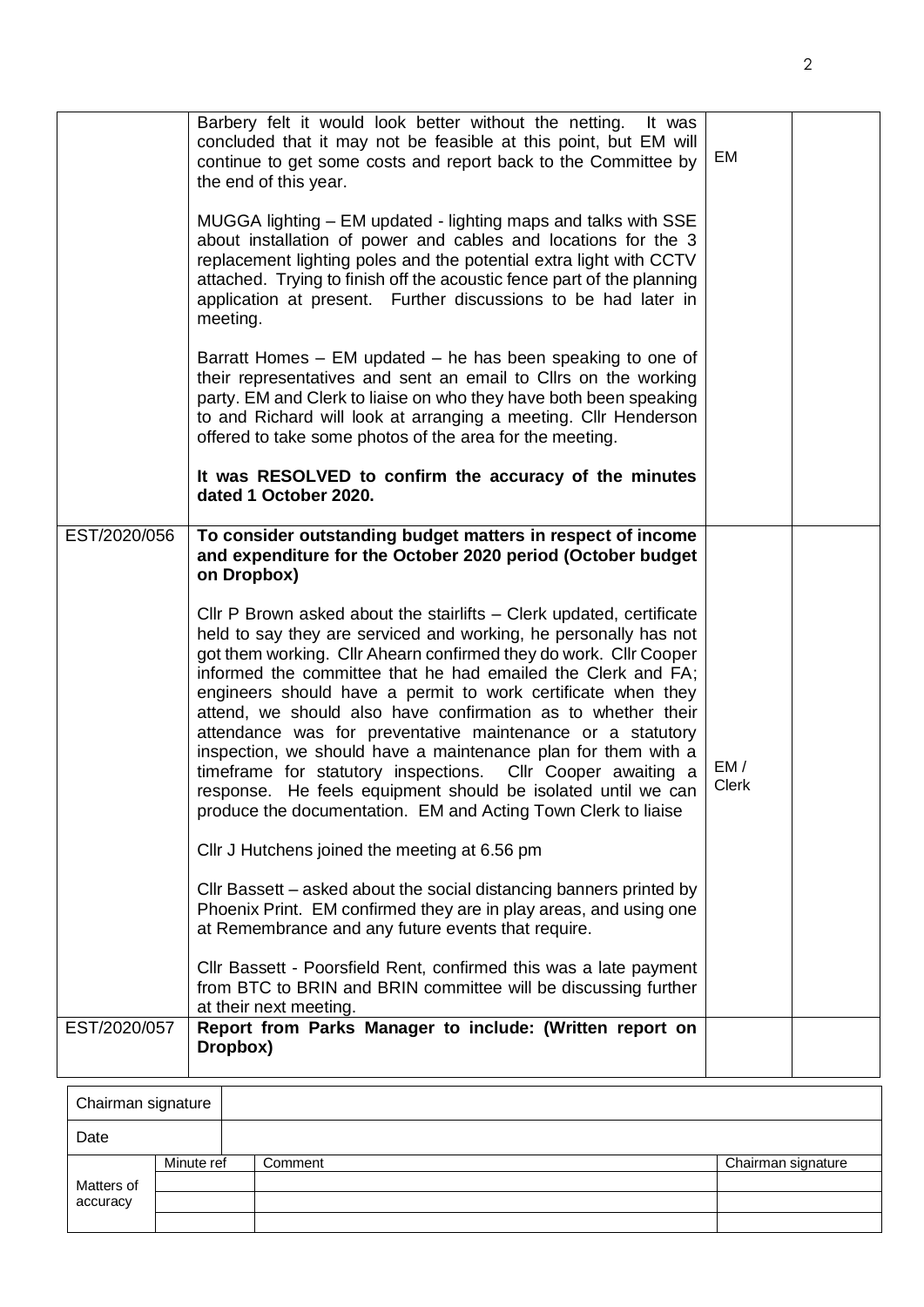| | | | |
|---|---|---|---|
| | Barbery felt it would look better without the netting. It was concluded that it may not be feasible at this point, but EM will continue to get some costs and report back to the Committee by the end of this year.<br><br>MUGGA lighting – EM updated - lighting maps and talks with SSE about installation of power and cables and locations for the 3 replacement lighting poles and the potential extra light with CCTV attached. Trying to finish off the acoustic fence part of the planning application at present. Further discussions to be had later in meeting.<br><br>Barratt Homes – EM updated – he has been speaking to one of their representatives and sent an email to Cllrs on the working party. EM and Clerk to liaise on who they have both been speaking to and Richard will look at arranging a meeting. Cllr Henderson offered to take some photos of the area for the meeting.<br><br>**It was RESOLVED to confirm the accuracy of the minutes dated 1 October 2020.** | EM | |
| EST/2020/056 | **To consider outstanding budget matters in respect of income and expenditure for the October 2020 period (October budget on Dropbox)**<br><br>Cllr P Brown asked about the stairlifts – Clerk updated, certificate held to say they are serviced and working, he personally has not got them working. Cllr Ahearn confirmed they do work. Cllr Cooper informed the committee that he had emailed the Clerk and FA; engineers should have a permit to work certificate when they attend, we should also have confirmation as to whether their attendance was for preventative maintenance or a statutory inspection, we should have a maintenance plan for them with a timeframe for statutory inspections. Cllr Cooper awaiting a response. He feels equipment should be isolated until we can produce the documentation. EM and Acting Town Clerk to liaise<br><br>Cllr J Hutchens joined the meeting at 6.56 pm<br><br>Cllr Bassett – asked about the social distancing banners printed by Phoenix Print. EM confirmed they are in play areas, and using one at Remembrance and any future events that require.<br><br>Cllr Bassett - Poorsfield Rent, confirmed this was a late payment from BTC to BRIN and BRIN committee will be discussing further at their next meeting. | EM / Clerk | |
| EST/2020/057 | **Report from Parks Manager to include: (Written report on Dropbox)** | | |

| Chairman signature | | | |
|---|---|---|---|
| Date | | | |
| Matters of accuracy | Minute ref | Comment | Chairman signature |
| | | | |
| | | | |
| | | | |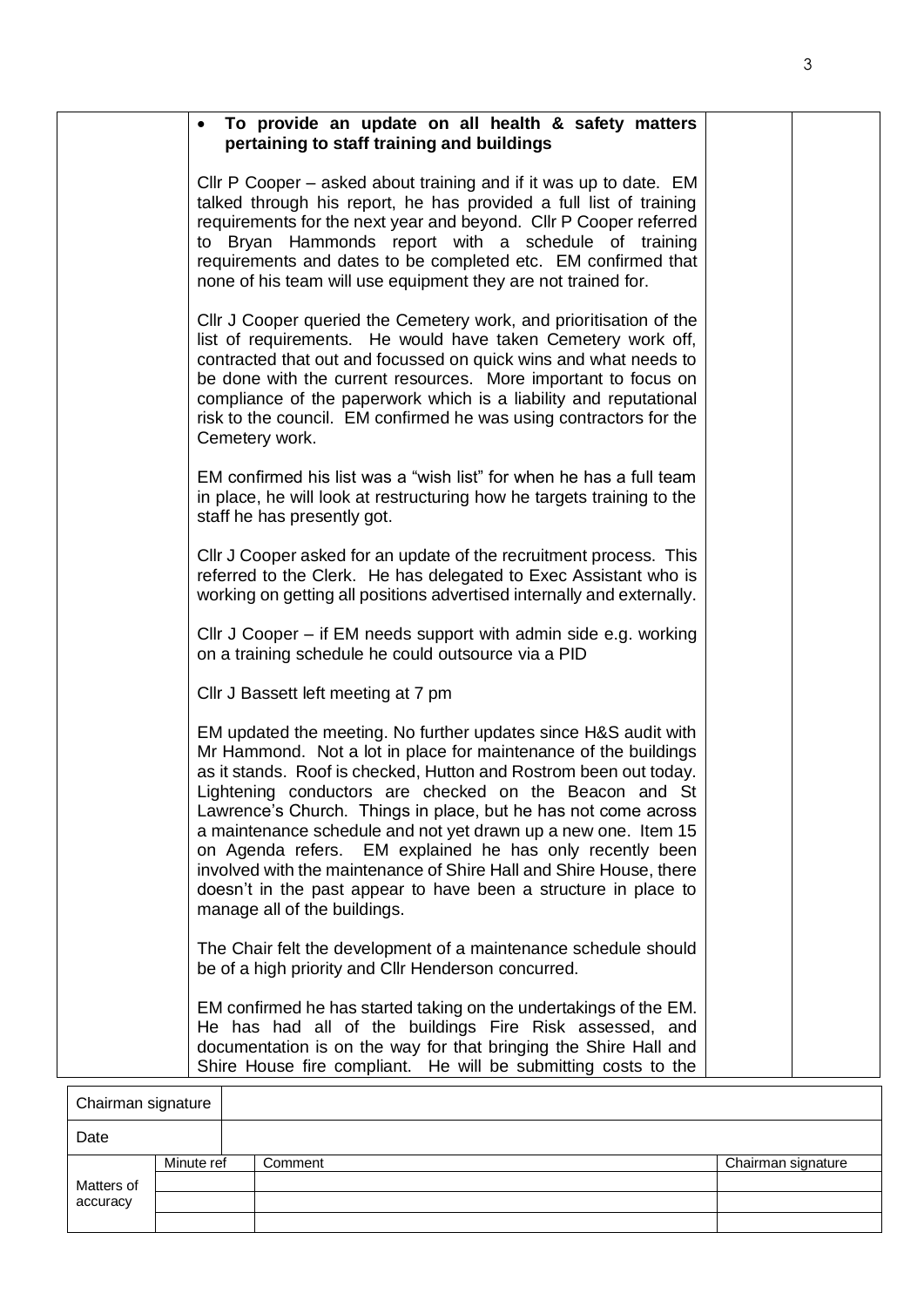- **To provide an update on all health & safety matters pertaining to staff training and buildings**

Cllr P Cooper – asked about training and if it was up to date. EM talked through his report, he has provided a full list of training requirements for the next year and beyond. Cllr P Cooper referred to Bryan Hammonds report with a schedule of training requirements and dates to be completed etc. EM confirmed that none of his team will use equipment they are not trained for.

Cllr J Cooper queried the Cemetery work, and prioritisation of the list of requirements. He would have taken Cemetery work off, contracted that out and focussed on quick wins and what needs to be done with the current resources. More important to focus on compliance of the paperwork which is a liability and reputational risk to the council. EM confirmed he was using contractors for the Cemetery work.

EM confirmed his list was a "wish list" for when he has a full team in place, he will look at restructuring how he targets training to the staff he has presently got.

Cllr J Cooper asked for an update of the recruitment process. This referred to the Clerk. He has delegated to Exec Assistant who is working on getting all positions advertised internally and externally.

Cllr J Cooper – if EM needs support with admin side e.g. working on a training schedule he could outsource via a PID

Cllr J Bassett left meeting at 7 pm

EM updated the meeting. No further updates since H&S audit with Mr Hammond. Not a lot in place for maintenance of the buildings as it stands. Roof is checked, Hutton and Rostrom been out today. Lightening conductors are checked on the Beacon and St Lawrence's Church. Things in place, but he has not come across a maintenance schedule and not yet drawn up a new one. Item 15 on Agenda refers. EM explained he has only recently been involved with the maintenance of Shire Hall and Shire House, there doesn't in the past appear to have been a structure in place to manage all of the buildings.

The Chair felt the development of a maintenance schedule should be of a high priority and Cllr Henderson concurred.

EM confirmed he has started taking on the undertakings of the EM. He has had all of the buildings Fire Risk assessed, and documentation is on the way for that bringing the Shire Hall and Shire House fire compliant. He will be submitting costs to the

| Chairman signature | | | |
|---|---|---|---|
| Date | | | |
| Matters of accuracy | Minute ref | Comment | Chairman signature |
| | | | |
| | | | |
| | | | |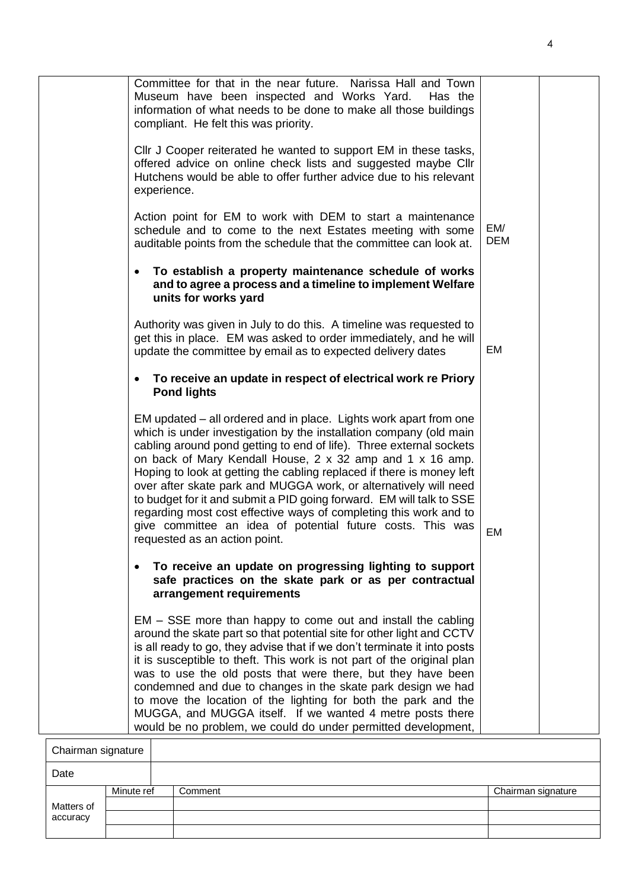| | | | |
|---|---|---|---|
| | Committee for that in the near future. Narissa Hall and Town Museum have been inspected and Works Yard. Has the information of what needs to be done to make all those buildings compliant. He felt this was priority.<br><br>Cllr J Cooper reiterated he wanted to support EM in these tasks, offered advice on online check lists and suggested maybe Cllr Hutchens would be able to offer further advice due to his relevant experience.<br><br>Action point for EM to work with DEM to start a maintenance schedule and to come to the next Estates meeting with some auditable points from the schedule that the committee can look at. | EM/ DEM | |
| | • **To establish a property maintenance schedule of works and to agree a process and a timeline to implement Welfare units for works yard**<br><br>Authority was given in July to do this. A timeline was requested to get this in place. EM was asked to order immediately, and he will update the committee by email as to expected delivery dates | EM | |
| | • **To receive an update in respect of electrical work re Priory Pond lights**<br><br>EM updated – all ordered and in place. Lights work apart from one which is under investigation by the installation company (old main cabling around pond getting to end of life). Three external sockets on back of Mary Kendall House, 2 x 32 amp and 1 x 16 amp. Hoping to look at getting the cabling replaced if there is money left over after skate park and MUGGA work, or alternatively will need to budget for it and submit a PID going forward. EM will talk to SSE regarding most cost effective ways of completing this work and to give committee an idea of potential future costs. This was requested as an action point. | EM | |
| | • **To receive an update on progressing lighting to support safe practices on the skate park or as per contractual arrangement requirements**<br><br>EM – SSE more than happy to come out and install the cabling around the skate part so that potential site for other light and CCTV is all ready to go, they advise that if we don't terminate it into posts it is susceptible to theft. This work is not part of the original plan was to use the old posts that were there, but they have been condemned and due to changes in the skate park design we had to move the location of the lighting for both the park and the MUGGA, and MUGGA itself. If we wanted 4 metre posts there would be no problem, we could do under permitted development, | | |

| Chairman signature | | | |
|---|---|---|---|
| Date | | | |
| Matters of accuracy | Minute ref | Comment | Chairman signature |
| | | | |
| | | | |
| | | | |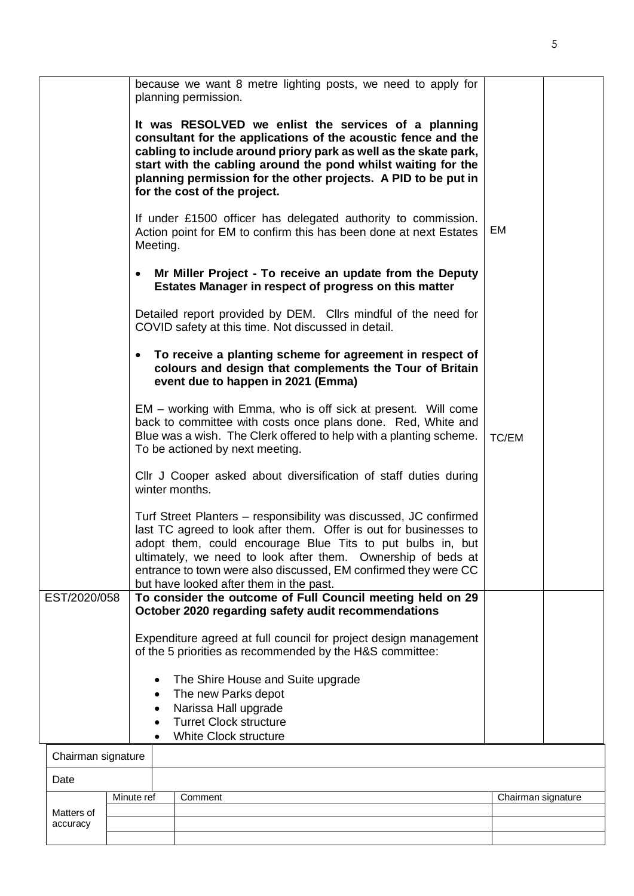| | | | |
|---|---|---|---|
| | because we want 8 metre lighting posts, we need to apply for planning permission.<br><br>**It was RESOLVED we enlist the services of a planning consultant for the applications of the acoustic fence and the cabling to include around priory park as well as the skate park, start with the cabling around the pond whilst waiting for the planning permission for the other projects. A PID to be put in for the cost of the project.**<br><br>If under £1500 officer has delegated authority to commission. Action point for EM to confirm this has been done at next Estates Meeting.<br><br>• **Mr Miller Project - To receive an update from the Deputy Estates Manager in respect of progress on this matter**<br><br>Detailed report provided by DEM. Cllrs mindful of the need for COVID safety at this time. Not discussed in detail.<br><br>• **To receive a planting scheme for agreement in respect of colours and design that complements the Tour of Britain event due to happen in 2021 (Emma)**<br><br>EM – working with Emma, who is off sick at present. Will come back to committee with costs once plans done. Red, White and Blue was a wish. The Clerk offered to help with a planting scheme. To be actioned by next meeting.<br><br>Cllr J Cooper asked about diversification of staff duties during winter months.<br><br>Turf Street Planters – responsibility was discussed, JC confirmed last TC agreed to look after them. Offer is out for businesses to adopt them, could encourage Blue Tits to put bulbs in, but ultimately, we need to look after them. Ownership of beds at entrance to town were also discussed, EM confirmed they were CC but have looked after them in the past. | EM<br><br>TC/EM | |
| EST/2020/058 | **To consider the outcome of Full Council meeting held on 29 October 2020 regarding safety audit recommendations**<br><br>Expenditure agreed at full council for project design management of the 5 priorities as recommended by the H&S committee:<br><br>• The Shire House and Suite upgrade<br>• The new Parks depot<br>• Narissa Hall upgrade<br>• Turret Clock structure<br>• White Clock structure | | |

| Chairman signature | |
|---|---|
| Date | |

| | Minute ref | Comment | Chairman signature |
|---|---|---|---|
| Matters of accuracy | | | |
| | | | |
| | | | |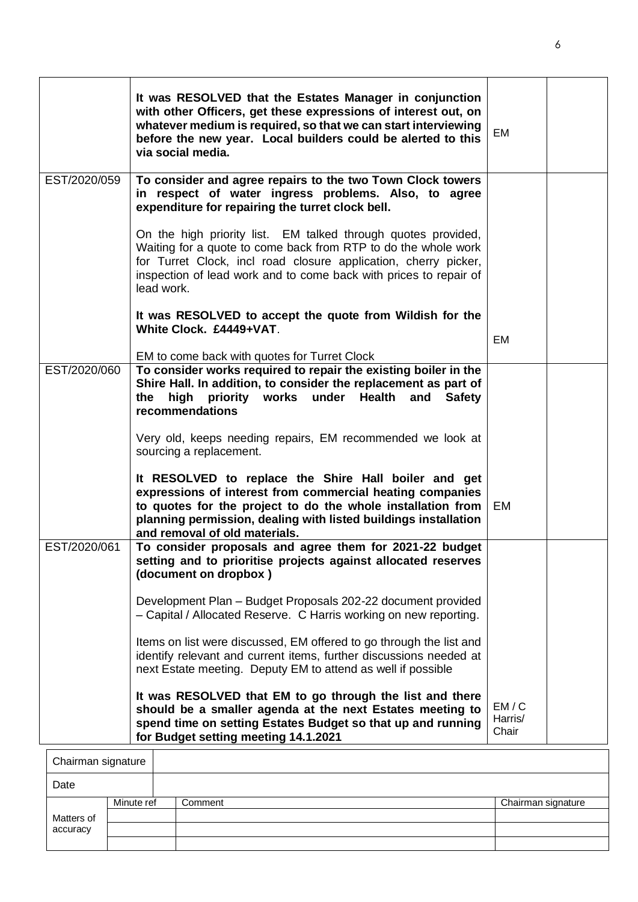| | | | |
|---|---|---|---|
| | **It was RESOLVED that the Estates Manager in conjunction with other Officers, get these expressions of interest out, on whatever medium is required, so that we can start interviewing before the new year. Local builders could be alerted to this via social media.** | EM | |
| EST/2020/059 | **To consider and agree repairs to the two Town Clock towers in respect of water ingress problems. Also, to agree expenditure for repairing the turret clock bell.**<br><br>On the high priority list. EM talked through quotes provided, Waiting for a quote to come back from RTP to do the whole work for Turret Clock, incl road closure application, cherry picker, inspection of lead work and to come back with prices to repair of lead work.<br><br>**It was RESOLVED to accept the quote from Wildish for the White Clock. £4449+VAT**.<br><br>EM to come back with quotes for Turret Clock | EM | |
| EST/2020/060 | **To consider works required to repair the existing boiler in the Shire Hall. In addition, to consider the replacement as part of the high priority works under Health and Safety recommendations**<br><br>Very old, keeps needing repairs, EM recommended we look at sourcing a replacement.<br><br>**It RESOLVED to replace the Shire Hall boiler and get expressions of interest from commercial heating companies to quotes for the project to do the whole installation from planning permission, dealing with listed buildings installation and removal of old materials.** | EM | |
| EST/2020/061 | **To consider proposals and agree them for 2021-22 budget setting and to prioritise projects against allocated reserves (document on dropbox )**<br><br>Development Plan – Budget Proposals 202-22 document provided – Capital / Allocated Reserve. C Harris working on new reporting.<br><br>Items on list were discussed, EM offered to go through the list and identify relevant and current items, further discussions needed at next Estate meeting. Deputy EM to attend as well if possible<br><br>**It was RESOLVED that EM to go through the list and there should be a smaller agenda at the next Estates meeting to spend time on setting Estates Budget so that up and running for Budget setting meeting 14.1.2021** | EM / C Harris/ Chair | |

| Chairman signature | | | |
|---|---|---|---|
| Date | | | |
| Matters of accuracy | Minute ref | Comment | Chairman signature |
| | | | |
| | | | |
| | | | |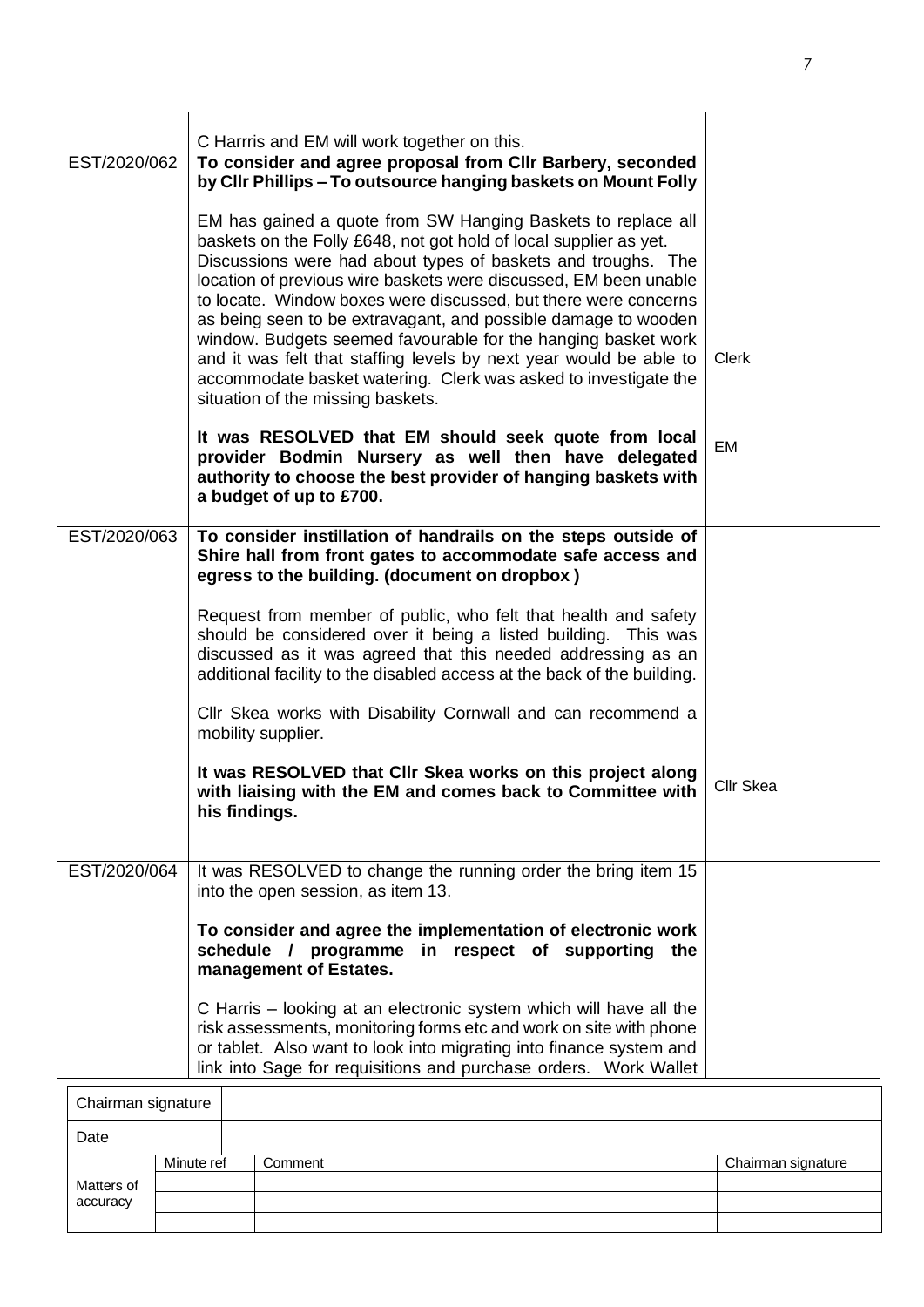| | | | |
|---|---|---|---|
| | C Harrris and EM will work together on this. | | |
| EST/2020/062 | **To consider and agree proposal from Cllr Barbery, seconded by Cllr Phillips – To outsource hanging baskets on Mount Folly**<br><br>EM has gained a quote from SW Hanging Baskets to replace all baskets on the Folly £648, not got hold of local supplier as yet. Discussions were had about types of baskets and troughs. The location of previous wire baskets were discussed, EM been unable to locate. Window boxes were discussed, but there were concerns as being seen to be extravagant, and possible damage to wooden window. Budgets seemed favourable for the hanging basket work and it was felt that staffing levels by next year would be able to accommodate basket watering. Clerk was asked to investigate the situation of the missing baskets.<br><br>**It was RESOLVED that EM should seek quote from local provider Bodmin Nursery as well then have delegated authority to choose the best provider of hanging baskets with a budget of up to £700.** | Clerk<br><br>EM | |
| EST/2020/063 | **To consider instillation of handrails on the steps outside of Shire hall from front gates to accommodate safe access and egress to the building. (document on dropbox )**<br><br>Request from member of public, who felt that health and safety should be considered over it being a listed building. This was discussed as it was agreed that this needed addressing as an additional facility to the disabled access at the back of the building.<br><br>Cllr Skea works with Disability Cornwall and can recommend a mobility supplier.<br><br>**It was RESOLVED that Cllr Skea works on this project along with liaising with the EM and comes back to Committee with his findings.** | Cllr Skea | |
| EST/2020/064 | It was RESOLVED to change the running order the bring item 15 into the open session, as item 13.<br><br>**To consider and agree the implementation of electronic work schedule / programme in respect of supporting the management of Estates.**<br><br>C Harris – looking at an electronic system which will have all the risk assessments, monitoring forms etc and work on site with phone or tablet. Also want to look into migrating into finance system and link into Sage for requisitions and purchase orders. Work Wallet | | |

| Chairman signature | | | |
|---|---|---|---|
| Date | | | |
| Matters of accuracy | Minute ref | Comment | Chairman signature |
| | | | |
| | | | |
| | | | |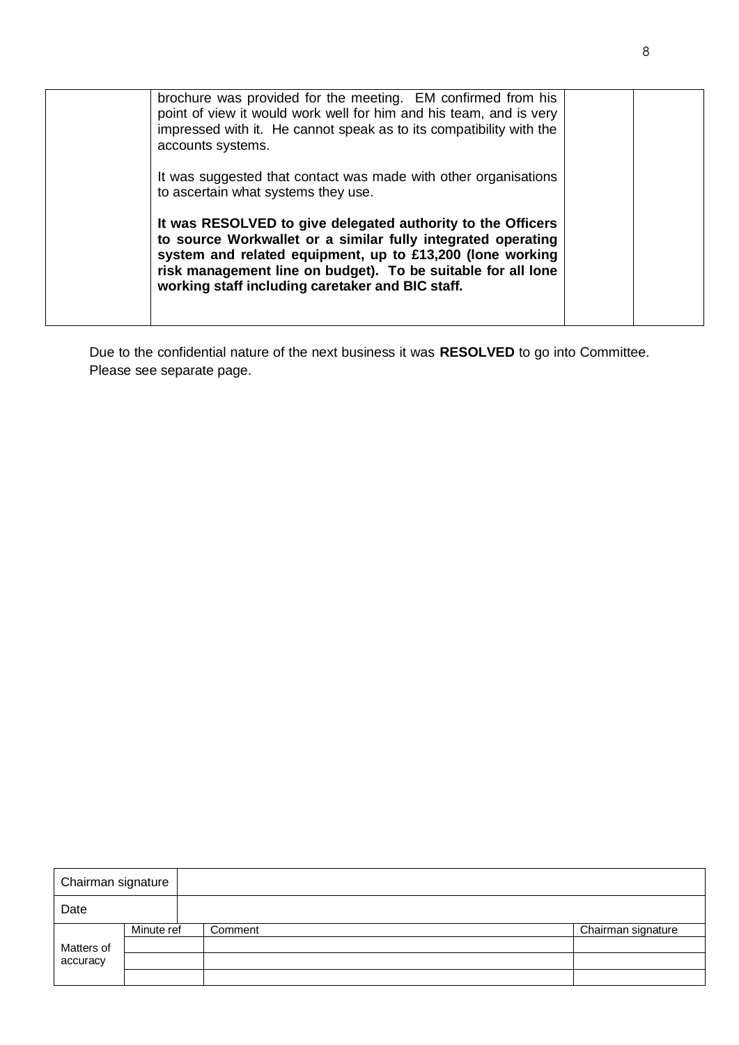| | | | |
|---|---|---|---|
| | brochure was provided for the meeting. EM confirmed from his point of view it would work well for him and his team, and is very impressed with it. He cannot speak as to its compatibility with the accounts systems.<br><br>It was suggested that contact was made with other organisations to ascertain what systems they use.<br><br>**It was RESOLVED to give delegated authority to the Officers to source Workwallet or a similar fully integrated operating system and related equipment, up to £13,200 (lone working risk management line on budget). To be suitable for all lone working staff including caretaker and BIC staff.** | | |

Due to the confidential nature of the next business it was **RESOLVED** to go into Committee. Please see separate page.

| | | | |
|---|---|---|---|
| Chairman signature | | | |
| Date | | | |
| Matters of accuracy | Minute ref | Comment | Chairman signature |
| | | | |
| | | | |
| | | | |